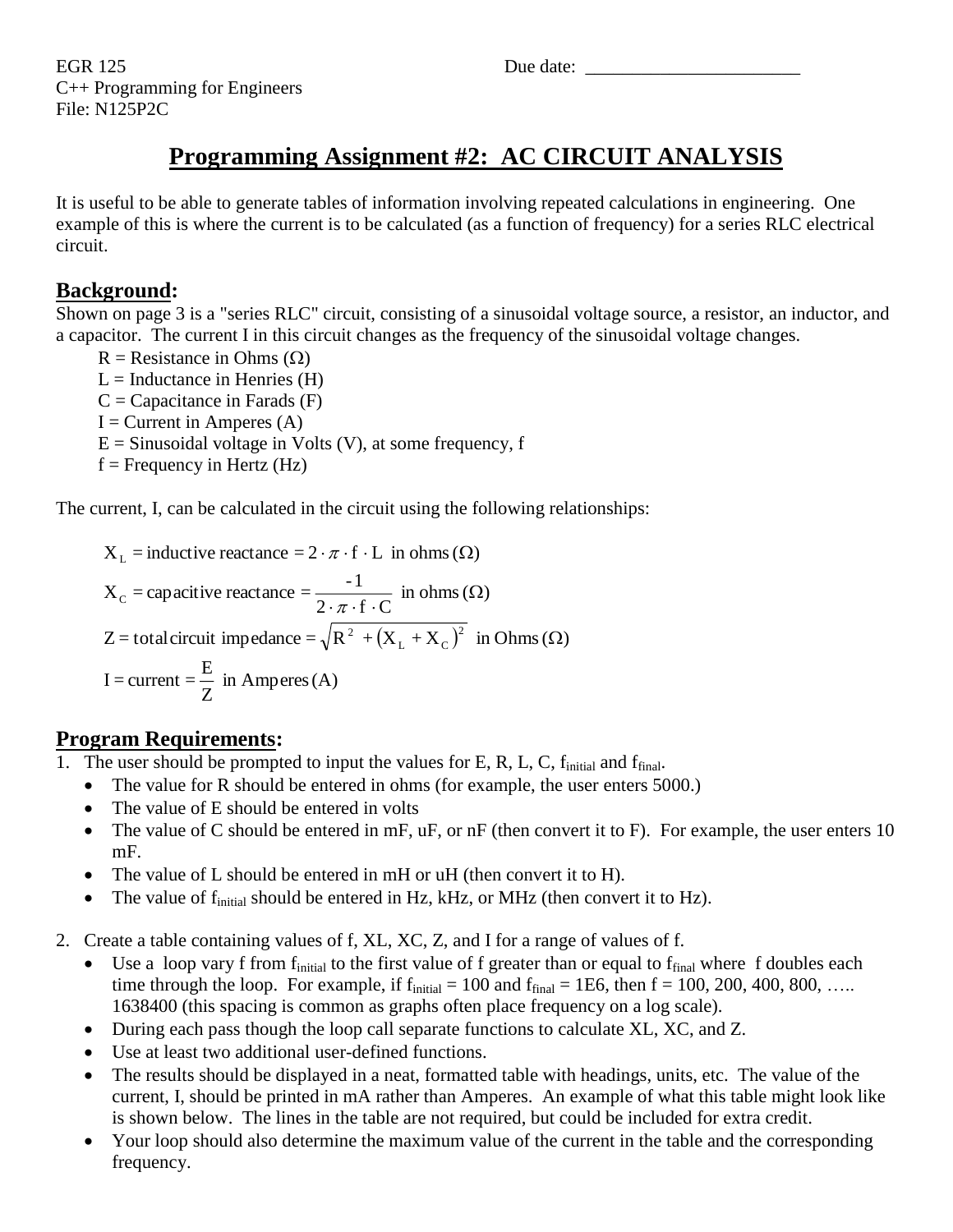EGR 125
C++ Programming for Engineers
File: N125P2C

Due date: _______________________

# Programming Assignment #2: AC CIRCUIT ANALYSIS

It is useful to be able to generate tables of information involving repeated calculations in engineering. One example of this is where the current is to be calculated (as a function of frequency) for a series RLC electrical circuit.

## Background:

Shown on page 3 is a "series RLC" circuit, consisting of a sinusoidal voltage source, a resistor, an inductor, and a capacitor. The current I in this circuit changes as the frequency of the sinusoidal voltage changes.

- R = Resistance in Ohms (Ω)
- L = Inductance in Henries (H)
- C = Capacitance in Farads (F)
- I = Current in Amperes (A)
- E = Sinusoidal voltage in Volts (V), at some frequency, f
- f = Frequency in Hertz (Hz)

The current, I, can be calculated in the circuit using the following relationships:

$$X_L = \text{inductive reactance} = 2 \cdot \pi \cdot f \cdot L \text{ in ohms } (\Omega)$$

$$X_C = \text{capacitive reactance} = \frac{-1}{2 \cdot \pi \cdot f \cdot C} \text{ in ohms } (\Omega)$$

$$Z = \text{total circuit impedance} = \sqrt{R^2 + (X_L + X_C)^2} \text{ in Ohms } (\Omega)$$

$$I = \text{current} = \frac{E}{Z} \text{ in Amperes (A)}$$

## Program Requirements:

1. The user should be prompted to input the values for E, R, L, C, $f_{initial}$ and $f_{final}$.
   - The value for R should be entered in ohms (for example, the user enters 5000.)
   - The value of E should be entered in volts
   - The value of C should be entered in mF, uF, or nF (then convert it to F). For example, the user enters 10 mF.
   - The value of L should be entered in mH or uH (then convert it to H).
   - The value of $f_{initial}$ should be entered in Hz, kHz, or MHz (then convert it to Hz).

2. Create a table containing values of f, XL, XC, Z, and I for a range of values of f.
   - Use a loop vary f from $f_{initial}$ to the first value of f greater than or equal to $f_{final}$ where f doubles each time through the loop. For example, if $f_{initial}$ = 100 and $f_{final}$ = 1E6, then f = 100, 200, 400, 800, ….. 1638400 (this spacing is common as graphs often place frequency on a log scale).
   - During each pass though the loop call separate functions to calculate XL, XC, and Z.
   - Use at least two additional user-defined functions.
   - The results should be displayed in a neat, formatted table with headings, units, etc. The value of the current, I, should be printed in mA rather than Amperes. An example of what this table might look like is shown below. The lines in the table are not required, but could be included for extra credit.
   - Your loop should also determine the maximum value of the current in the table and the corresponding frequency.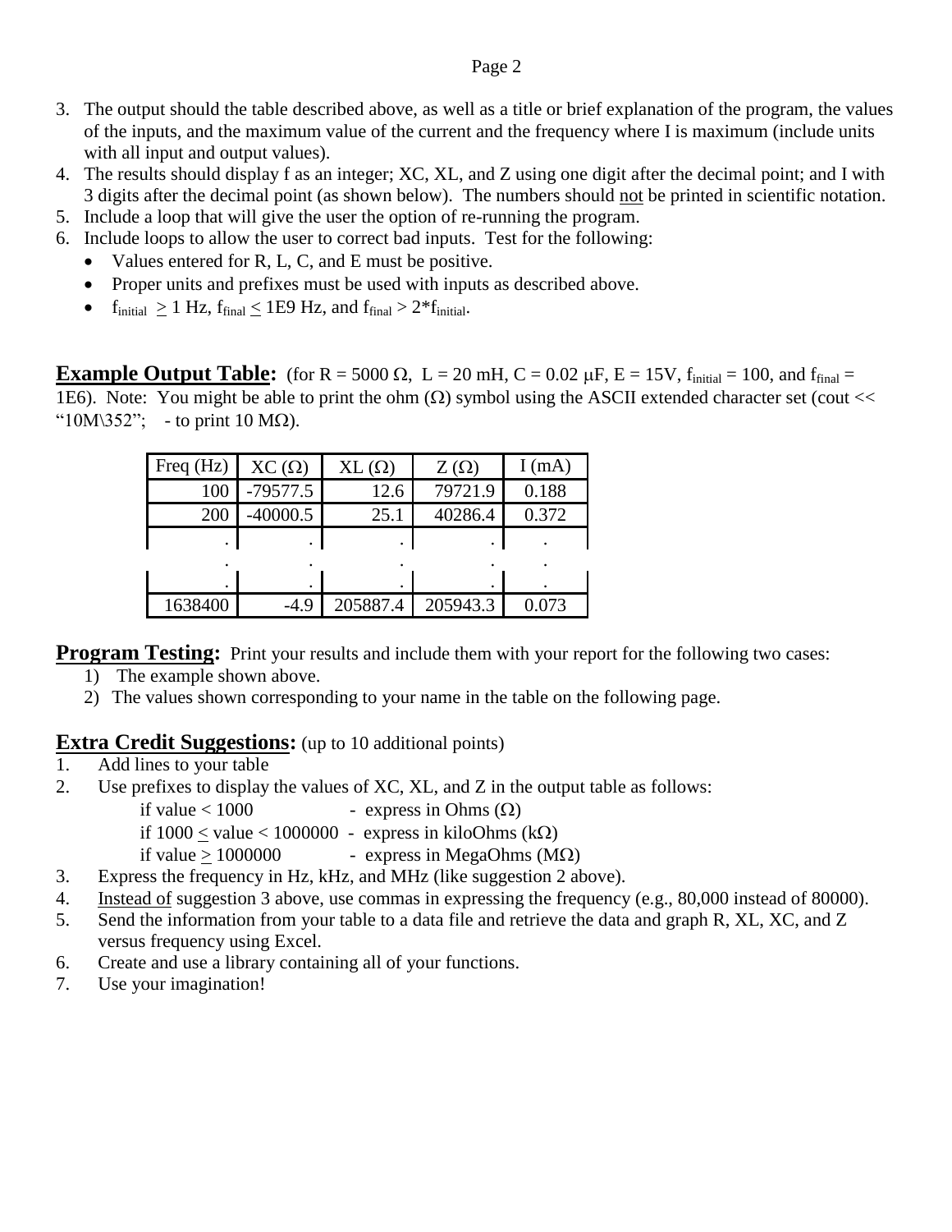3. The output should the table described above, as well as a title or brief explanation of the program, the values of the inputs, and the maximum value of the current and the frequency where I is maximum (include units with all input and output values).
4. The results should display f as an integer; XC, XL, and Z using one digit after the decimal point; and I with 3 digits after the decimal point (as shown below). The numbers should not be printed in scientific notation.
5. Include a loop that will give the user the option of re-running the program.
6. Include loops to allow the user to correct bad inputs. Test for the following:
   - Values entered for R, L, C, and E must be positive.
   - Proper units and prefixes must be used with inputs as described above.
   - $f_{initial} \geq 1$ Hz, $f_{final} \leq 1E9$ Hz, and $f_{final} > 2*f_{initial}$.

**Example Output Table:** (for R = 5000 Ω, L = 20 mH, C = 0.02 μF, E = 15V, $f_{initial}$ = 100, and $f_{final}$ = 1E6). Note: You might be able to print the ohm (Ω) symbol using the ASCII extended character set (cout << "10M\352"; - to print 10 MΩ).

| Freq (Hz) | XC (Ω) | XL (Ω) | Z (Ω) | I (mA) |
|---:|---:|---:|---:|:---:|
| 100 | -79577.5 | 12.6 | 79721.9 | 0.188 |
| 200 | -40000.5 | 25.1 | 40286.4 | 0.372 |
| . | . | . | . | . |
| . | . | . | . | . |
| . | . | . | . | . |
| 1638400 | -4.9 | 205887.4 | 205943.3 | 0.073 |

**Program Testing:** Print your results and include them with your report for the following two cases:

1) The example shown above.
2) The values shown corresponding to your name in the table on the following page.

**Extra Credit Suggestions:** (up to 10 additional points)

1. Add lines to your table
2. Use prefixes to display the values of XC, XL, and Z in the output table as follows:
   - if value < 1000 - express in Ohms (Ω)
   - if 1000 ≤ value < 1000000 - express in kiloOhms (kΩ)
   - if value ≥ 1000000 - express in MegaOhms (MΩ)
3. Express the frequency in Hz, kHz, and MHz (like suggestion 2 above).
4. Instead of suggestion 3 above, use commas in expressing the frequency (e.g., 80,000 instead of 80000).
5. Send the information from your table to a data file and retrieve the data and graph R, XL, XC, and Z versus frequency using Excel.
6. Create and use a library containing all of your functions.
7. Use your imagination!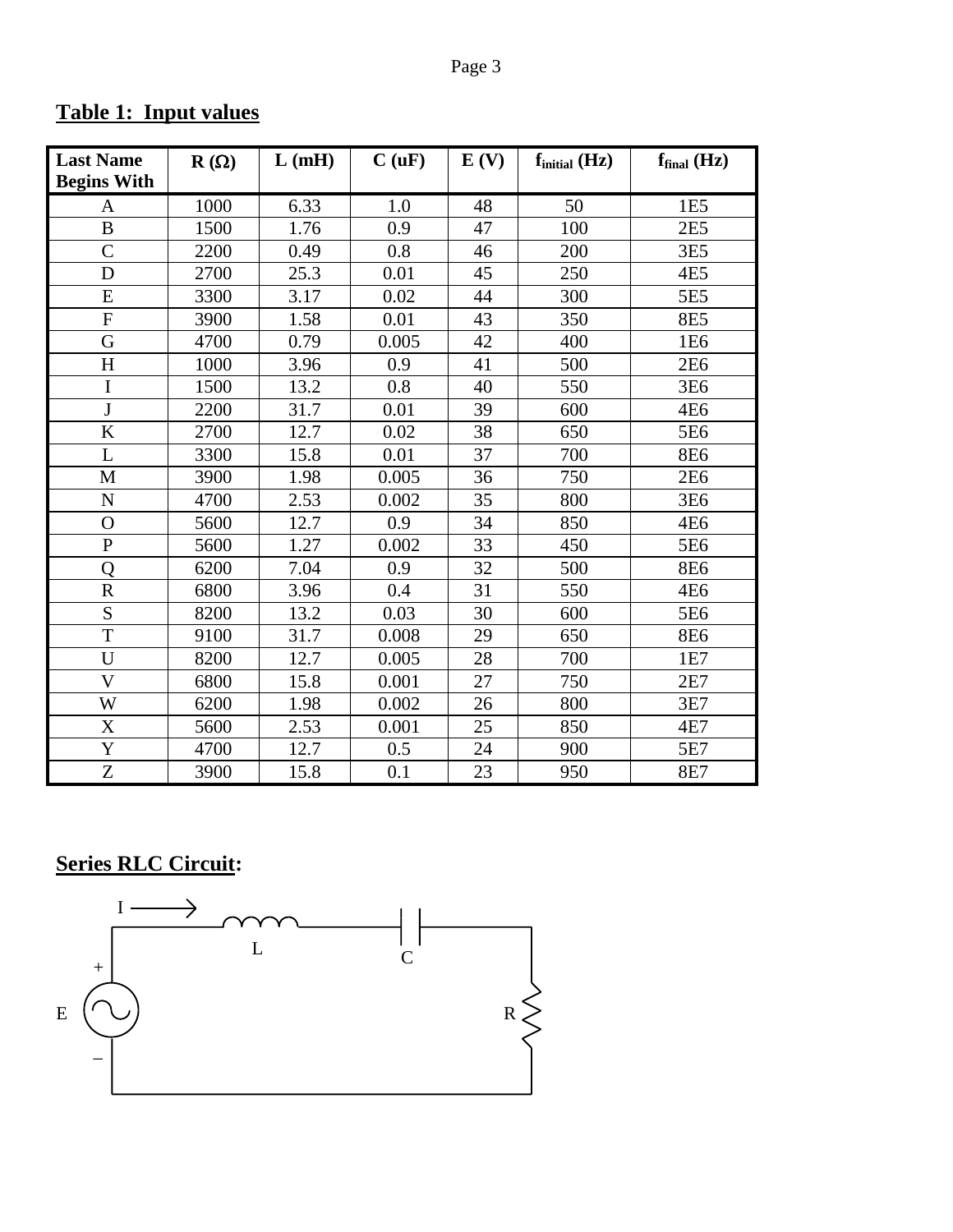## Table 1: Input values

| Last Name Begins With | R (Ω) | L (mH) | C (uF) | E (V) | $f_{initial}$ (Hz) | $f_{final}$ (Hz) |
|---|---|---|---|---|---|---|
| A | 1000 | 6.33 | 1.0 | 48 | 50 | 1E5 |
| B | 1500 | 1.76 | 0.9 | 47 | 100 | 2E5 |
| C | 2200 | 0.49 | 0.8 | 46 | 200 | 3E5 |
| D | 2700 | 25.3 | 0.01 | 45 | 250 | 4E5 |
| E | 3300 | 3.17 | 0.02 | 44 | 300 | 5E5 |
| F | 3900 | 1.58 | 0.01 | 43 | 350 | 8E5 |
| G | 4700 | 0.79 | 0.005 | 42 | 400 | 1E6 |
| H | 1000 | 3.96 | 0.9 | 41 | 500 | 2E6 |
| I | 1500 | 13.2 | 0.8 | 40 | 550 | 3E6 |
| J | 2200 | 31.7 | 0.01 | 39 | 600 | 4E6 |
| K | 2700 | 12.7 | 0.02 | 38 | 650 | 5E6 |
| L | 3300 | 15.8 | 0.01 | 37 | 700 | 8E6 |
| M | 3900 | 1.98 | 0.005 | 36 | 750 | 2E6 |
| N | 4700 | 2.53 | 0.002 | 35 | 800 | 3E6 |
| O | 5600 | 12.7 | 0.9 | 34 | 850 | 4E6 |
| P | 5600 | 1.27 | 0.002 | 33 | 450 | 5E6 |
| Q | 6200 | 7.04 | 0.9 | 32 | 500 | 8E6 |
| R | 6800 | 3.96 | 0.4 | 31 | 550 | 4E6 |
| S | 8200 | 13.2 | 0.03 | 30 | 600 | 5E6 |
| T | 9100 | 31.7 | 0.008 | 29 | 650 | 8E6 |
| U | 8200 | 12.7 | 0.005 | 28 | 700 | 1E7 |
| V | 6800 | 15.8 | 0.001 | 27 | 750 | 2E7 |
| W | 6200 | 1.98 | 0.002 | 26 | 800 | 3E7 |
| X | 5600 | 2.53 | 0.001 | 25 | 850 | 4E7 |
| Y | 4700 | 12.7 | 0.5 | 24 | 900 | 5E7 |
| Z | 3900 | 15.8 | 0.1 | 23 | 950 | 8E7 |

## Series RLC Circuit:

I

L

C

+

E

R

–